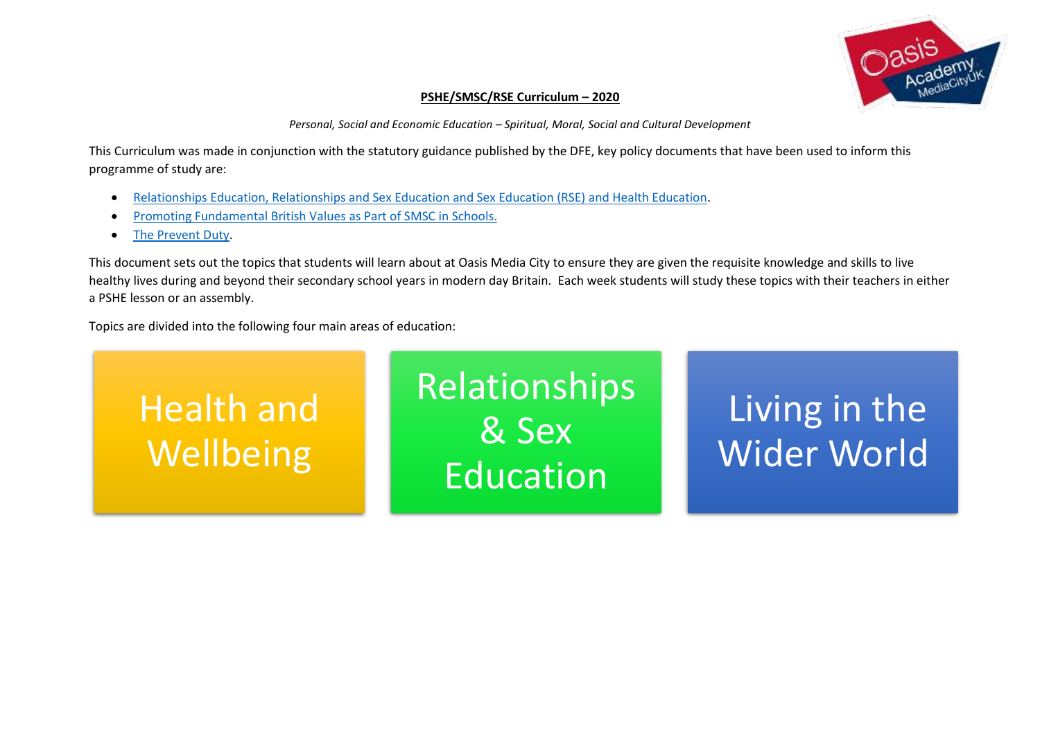# PSHE/SMSC/RSE Curriculum – 2020

*Personal, Social and Economic Education – Spiritual, Moral, Social and Cultural Development*

This Curriculum was made in conjunction with the statutory guidance published by the DFE, key policy documents that have been used to inform this programme of study are:

- Relationships Education, Relationships and Sex Education and Sex Education (RSE) and Health Education.
- Promoting Fundamental British Values as Part of SMSC in Schools.
- The Prevent Duty.

This document sets out the topics that students will learn about at Oasis Media City to ensure they are given the requisite knowledge and skills to live healthy lives during and beyond their secondary school years in modern day Britain. Each week students will study these topics with their teachers in either a PSHE lesson or an assembly.

Topics are divided into the following four main areas of education:

- Health and Wellbeing
- Relationships & Sex Education
- Living in the Wider World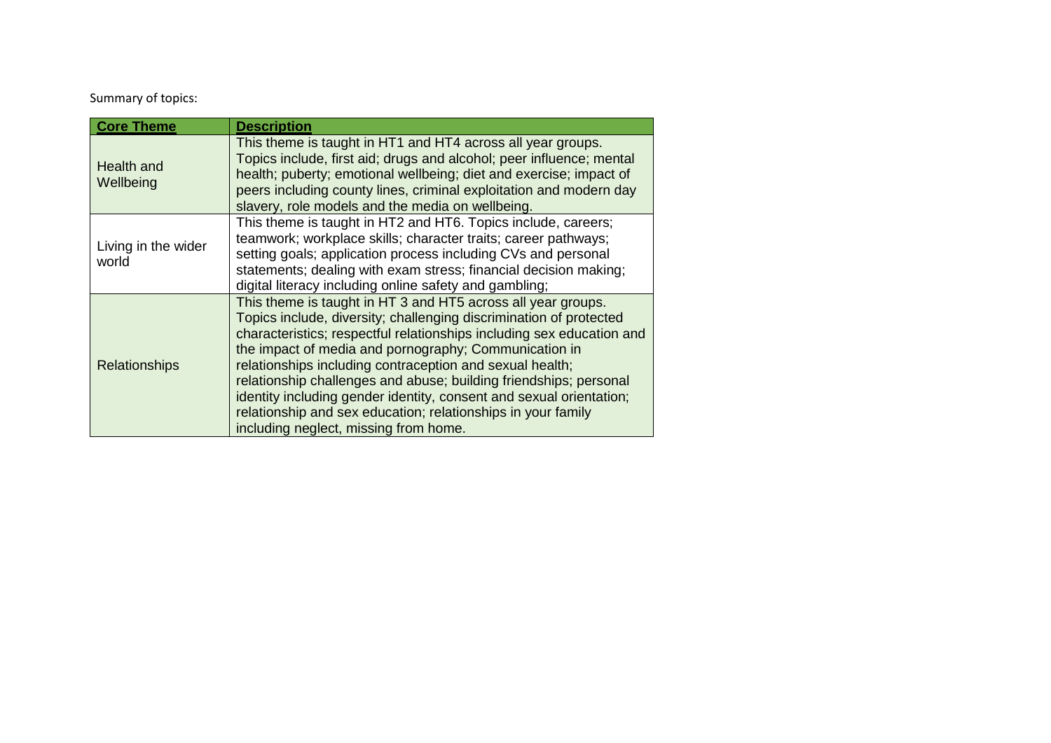Summary of topics:

| **Core Theme** | **Description** |
| --- | --- |
| Health and Wellbeing | This theme is taught in HT1 and HT4 across all year groups. Topics include, first aid; drugs and alcohol; peer influence; mental health; puberty; emotional wellbeing; diet and exercise; impact of peers including county lines, criminal exploitation and modern day slavery, role models and the media on wellbeing. |
| Living in the wider world | This theme is taught in HT2 and HT6. Topics include, careers; teamwork; workplace skills; character traits; career pathways; setting goals; application process including CVs and personal statements; dealing with exam stress; financial decision making; digital literacy including online safety and gambling; |
| Relationships | This theme is taught in HT 3 and HT5 across all year groups. Topics include, diversity; challenging discrimination of protected characteristics; respectful relationships including sex education and the impact of media and pornography; Communication in relationships including contraception and sexual health; relationship challenges and abuse; building friendships; personal identity including gender identity, consent and sexual orientation; relationship and sex education; relationships in your family including neglect, missing from home. |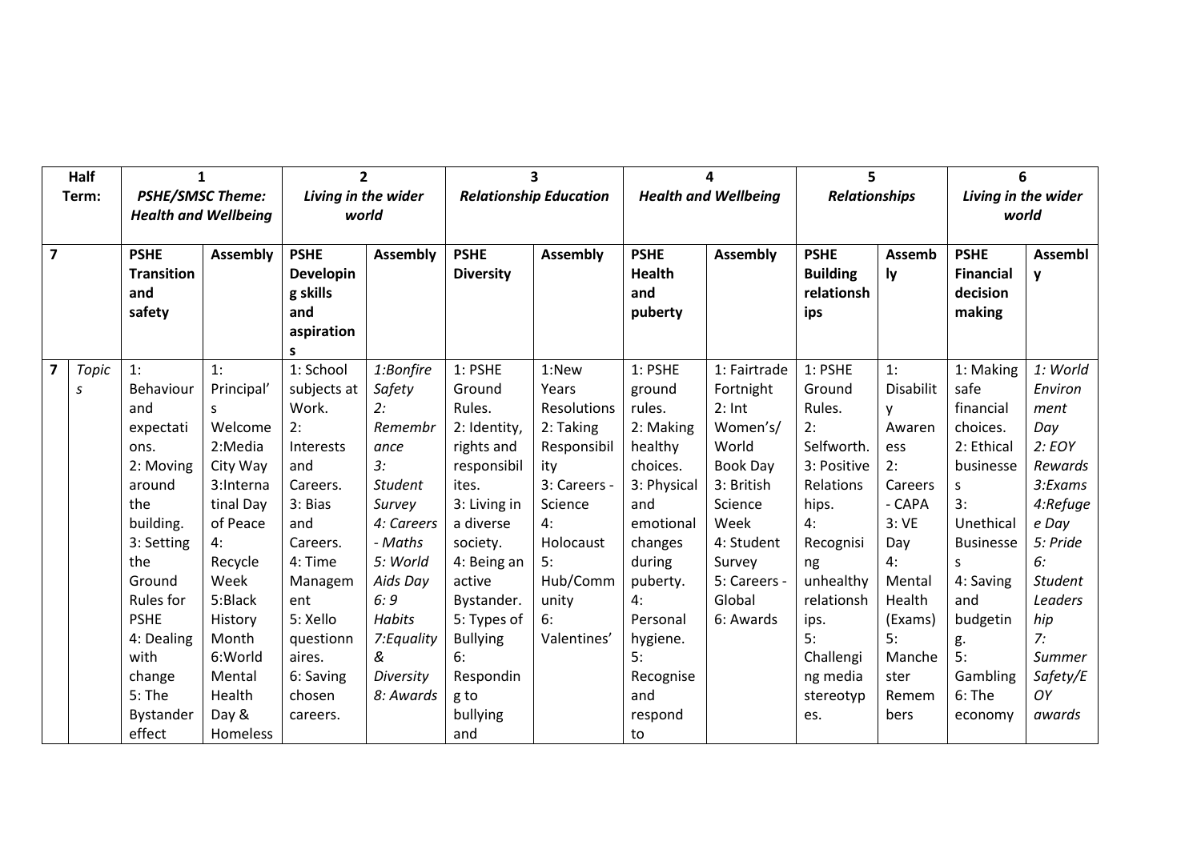| Half Term: | | 1 *PSHE/SMSC Theme: Health and Wellbeing* | | 2 *Living in the wider world* | | 3 *Relationship Education* | | 4 *Health and Wellbeing* | | 5 *Relationships* | | 6 *Living in the wider world* | |
|---|---|---|---|---|---|---|---|---|---|---|---|---|---|
| **7** | | **PSHE Transition and safety** | **Assembly** | **PSHE Developing skills and aspirations** | **Assembly** | **PSHE Diversity** | **Assembly** | **PSHE Health and puberty** | **Assembly** | **PSHE Building relationships** | **Assembly** | **PSHE Financial decision making** | **Assembly** |
| **7** | *Topics* | 1: Behaviour and expectations. 2: Moving around the building. 3: Setting the Ground Rules for PSHE 4: Dealing with change 5: The Bystander effect | 1: Principal's Welcome 2:Media City Way 3:International Day of Peace 4: Recycle Week 5:Black History Month 6:World Mental Health Day & Homeless | 1: School subjects at Work. 2: Interests and Careers. 3: Bias and Careers. 4: Time Management 5: Xello questionnaires. 6: Saving chosen careers. | *1:Bonfire Safety 2: Remembrance 3: Student Survey 4: Careers - Maths 5: World Aids Day 6: 9 Habits 7:Equality & Diversity 8: Awards* | 1: PSHE Ground Rules. 2: Identity, rights and responsibilities. 3: Living in a diverse society. 4: Being an active Bystander. 5: Types of Bullying 6: Responding to bullying and | 1:New Years Resolutions 2: Taking Responsibility 3: Careers - Science 4: Holocaust 5: Hub/Community 6: Valentines' | 1: PSHE ground rules. 2: Making healthy choices. 3: Physical and emotional changes during puberty. 4: Personal hygiene. 5: Recognise and respond to | 1: Fairtrade Fortnight 2: Int Women's/ World Book Day 3: British Science Week 4: Student Survey 5: Careers - Global 6: Awards | 1: PSHE Ground Rules. 2: Selfworth. 3: Positive Relationships. 4: Recognising unhealthy relationships. 5: Challenging media stereotypes. | 1: Disability Awareness 2: Careers - CAPA 3: VE Day 4: Mental Health (Exams) 5: Manchester Remembers | 1: Making safe financial choices. 2: Ethical businesses 3: Unethical Businesses 4: Saving and budgeting. 5: Gambling 6: The economy | *1: World Environment Day 2: EOY Rewards 3:Exams 4:Refugee Day 5: Pride 6: Student Leadership 7: Summer Safety/EOY awards* |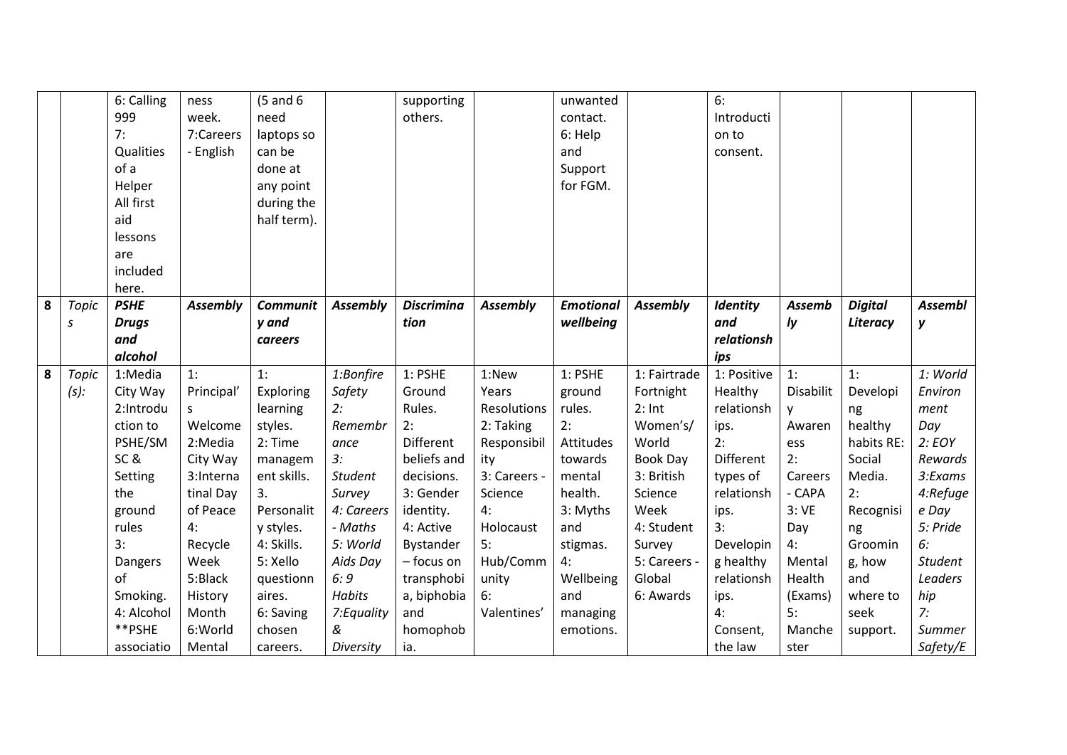| | | | | | | | | | | | | | |
|---|---|---|---|---|---|---|---|---|---|---|---|---|---|
| | | 6: Calling 999 7: Qualities of a Helper All first aid lessons are included here. | ness week. 7:Careers - English | (5 and 6 need laptops so can be done at any point during the half term). | | supporting others. | | unwanted contact. 6: Help and Support for FGM. | | 6: Introduction to consent. | | | |
| 8 | *Topics* | ***PSHE Drugs and alcohol*** | ***Assembly*** | ***Community and careers*** | ***Assembly*** | ***Discrimination*** | ***Assembly*** | ***Emotional wellbeing*** | ***Assembly*** | ***Identity and relationships*** | ***Assembly*** | ***Digital Literacy*** | ***Assembly*** |
| 8 | *Topic (s):* | 1:Media City Way 2:Introduction to PSHE/SMSC & Setting the ground rules 3: Dangers of Smoking. 4: Alcohol **PSHE associatio | 1: Principal's Welcome 2:Media City Way 3:International Day of Peace 4: Recycle Week 5:Black History Month 6:World Mental | 1: Exploring learning styles. 2: Time management skills. 3. Personality styles. 4: Skills. 5: Xello questionnaires. 6: Saving chosen careers. | *1:Bonfire Safety 2: Remembrance 3: Student Survey 4: Careers - Maths 5: World Aids Day 6: 9 Habits 7:Equality & Diversity* | 1: PSHE Ground Rules. 2: Different beliefs and decisions. 3: Gender identity. 4: Active Bystander – focus on transphobia, biphobia and homophobia. | 1:New Years Resolutions 2: Taking Responsibility 3: Careers - Science 4: Holocaust 5: Hub/Community 6: Valentines' | 1: PSHE ground rules. 2: Attitudes towards mental health. 3: Myths and stigmas. 4: Wellbeing and managing emotions. | 1: Fairtrade Fortnight 2: Int Women's/ World Book Day 3: British Science Week 4: Student Survey 5: Careers - Global 6: Awards | 1: Positive Healthy relationships. 2: Different types of relationships. 3: Developing healthy relationships. 4: Consent, the law | 1: Disability Awareness 2: Careers - CAPA 3: VE Day 4: Mental Health (Exams) 5: Manchester | 1: Developing healthy habits RE: Social Media. 2: Recognising Grooming, how and where to seek support. | *1: World Environment Day 2: EOY Rewards 3:Exams 4:Refugee Day 5: Pride 6: Student Leadership 7: Summer Safety/E* |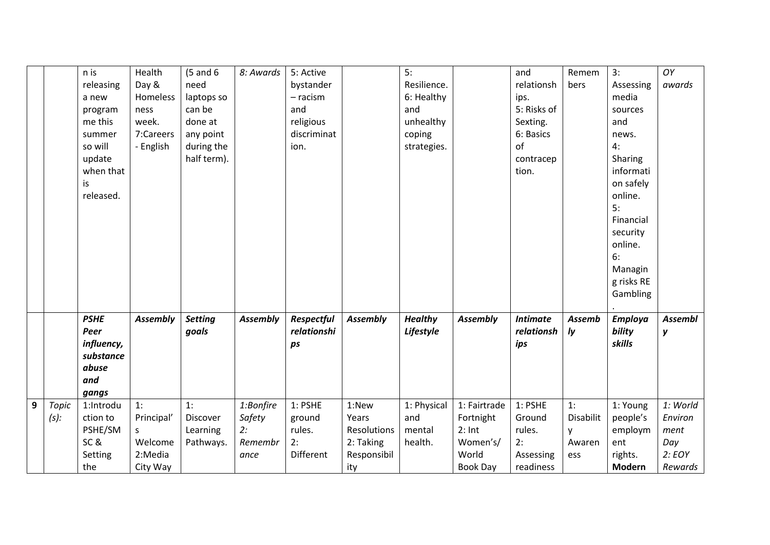| | | | | | | | | | | | | | |
|---|---|---|---|---|---|---|---|---|---|---|---|---|---|
| | | n is releasing a new programme this summer so will update when that is released. | Health Day & Homelessness week. 7:Careers - English | (5 and 6 need laptops so can be done at any point during the half term). | *8: Awards* | 5: Active bystander – racism and religious discrimination. | | 5: Resilience. 6: Healthy and unhealthy coping strategies. | | and relationships. 5: Risks of Sexting. 6: Basics of contraception. | Remembers | 3: Assessing media sources and news. 4: Sharing information safely online. 5: Financial security online. 6: Managing risks RE Gambling. | *OY awards* |
| | | ***PSHE Peer influency, substance abuse and gangs*** | ***Assembly*** | ***Setting goals*** | ***Assembly*** | ***Respectful relationships*** | ***Assembly*** | ***Healthy Lifestyle*** | ***Assembly*** | ***Intimate relationships*** | ***Assembly*** | ***Employability skills*** | ***Assembly*** |
| **9** | *Topic (s):* | 1:Introduction to PSHE/SMSC & Setting the | 1: Principal's Welcome 2:Media City Way | 1: Discover Learning Pathways. | *1:Bonfire Safety 2: Remembrance* | 1: PSHE ground rules. 2: Different | 1:New Years Resolutions 2: Taking Responsibility | 1: Physical and mental health. | 1: Fairtrade Fortnight 2: Int Women's/ World Book Day | 1: PSHE Ground rules. 2: Assessing readiness | 1: Disability Awareness | 1: Young people's employment rights. **Modern** | *1: World Environment Day 2: EOY Rewards* |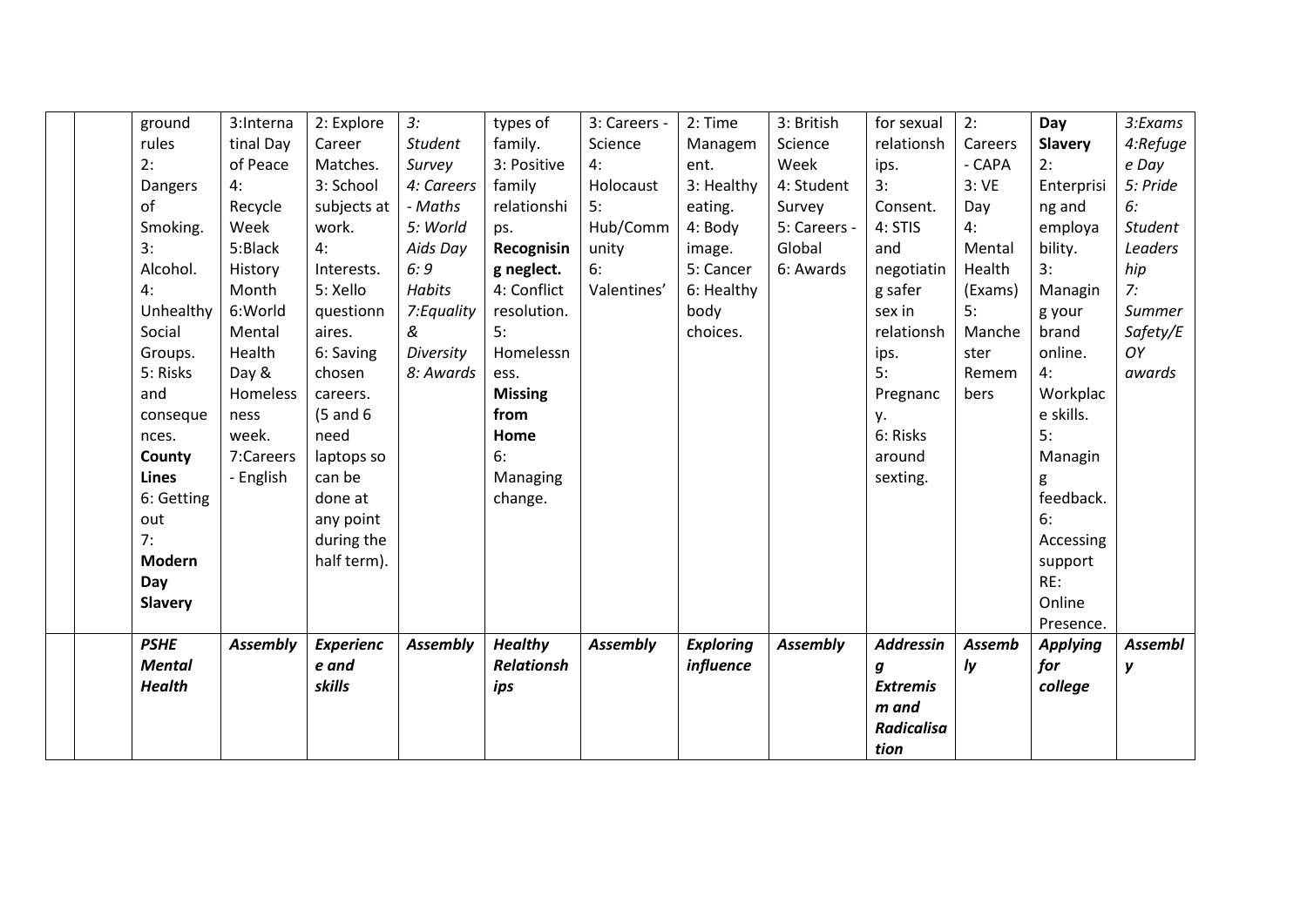| | | | | | | | | | | | | | |
|---|---|---|---|---|---|---|---|---|---|---|---|---|---|
| | | ground rules<br>2: Dangers of Smoking.<br>3: Alcohol.<br>4: Unhealthy Social Groups.<br>5: Risks and consequences.<br>**County Lines**<br>6: Getting out<br>7: **Modern Day Slavery** | 3:International Day of Peace<br>4: Recycle Week<br>5:Black History Month<br>6:World Mental Health Day & Homelessness week.<br>7:Careers - English | 2: Explore Career Matches.<br>3: School subjects at work.<br>4: Interests.<br>5: Xello questionnaires.<br>6: Saving chosen careers.<br>(5 and 6 need laptops so can be done at any point during the half term). | *3: Student Survey*<br>*4: Careers - Maths*<br>*5: World Aids Day*<br>*6: 9 Habits*<br>*7:Equality & Diversity*<br>*8: Awards* | types of family.<br>3: Positive family relationships.<br>**Recognising neglect.**<br>4: Conflict resolution.<br>5: Homelessness.<br>**Missing from Home**<br>6: Managing change. | 3: Careers - Science<br>4: Holocaust<br>5: Hub/Community<br>6: Valentines' | 2: Time Management.<br>3: Healthy eating.<br>4: Body image.<br>5: Cancer<br>6: Healthy body choices. | 3: British Science Week<br>4: Student Survey<br>5: Careers - Global<br>6: Awards | for sexual relationships.<br>3: Consent.<br>4: STIS and negotiating safer sex in relationships.<br>5: Pregnancy.<br>6: Risks around sexting. | 2: Careers - CAPA<br>3: VE Day<br>4: Mental Health (Exams)<br>5: Manchester Remembers | **Day Slavery**<br>2: Enterprising and employability.<br>3: Managing your brand online.<br>4: Workplace skills.<br>5: Managing feedback.<br>6: Accessing support<br>RE: Online Presence. | *3:Exams*<br>*4:Refugee Day*<br>*5: Pride*<br>*6: Student Leadership*<br>*7: Summer Safety/EOY awards* |
| | | ***PSHE Mental Health*** | ***Assembly*** | ***Experience and skills*** | ***Assembly*** | ***Healthy Relationships*** | ***Assembly*** | ***Exploring influence*** | ***Assembly*** | ***Addressing Extremism and Radicalisation*** | ***Assembly*** | ***Applying for college*** | ***Assembly*** |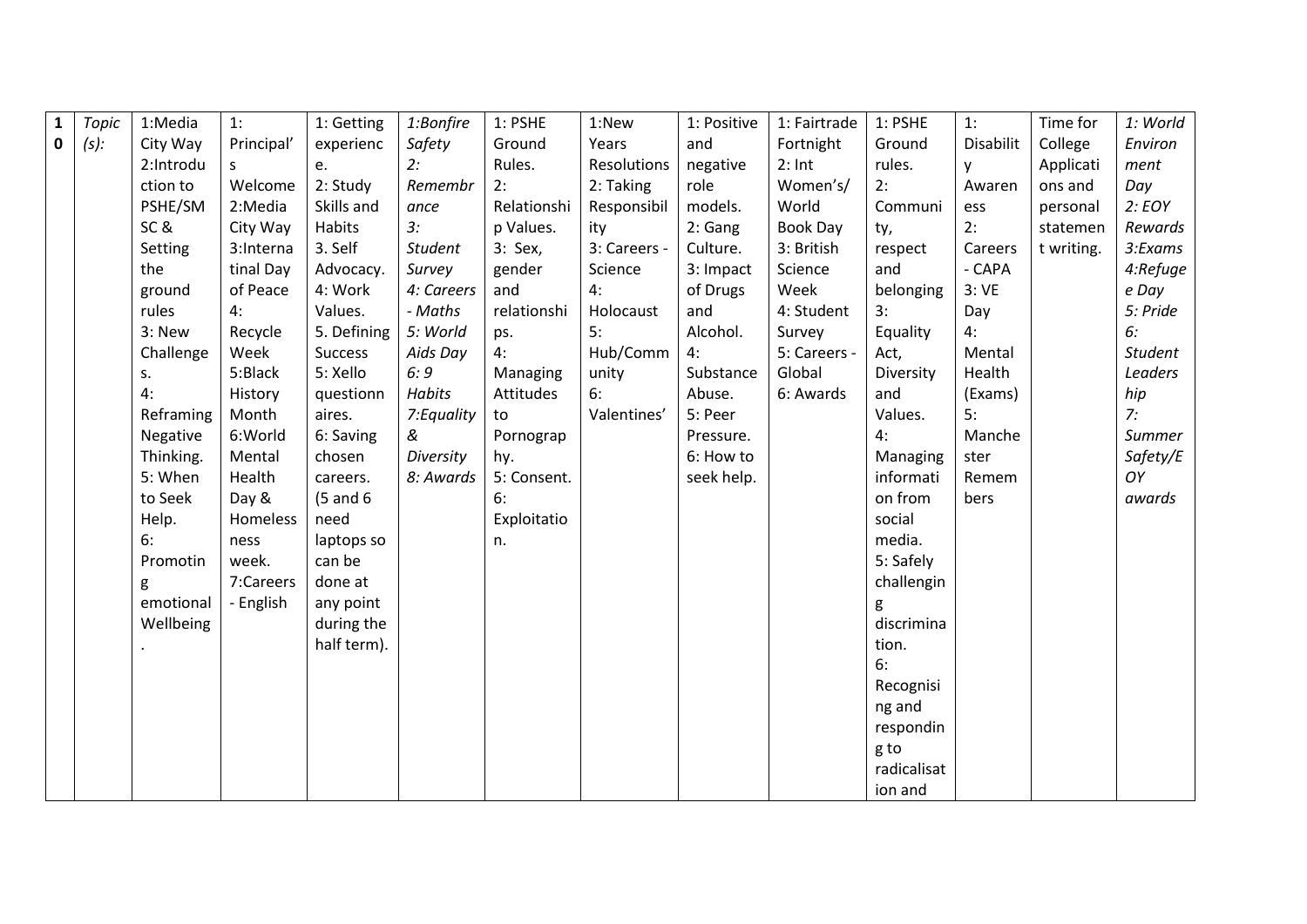| 10 | *Topic (s):* | 1:Media City Way 2:Introduction to PSHE/SMSC & Setting the ground rules 3: New Challenges. 4: Reframing Negative Thinking. 5: When to Seek Help. 6: Promoting emotional Wellbeing. | 1: Principal's Welcome 2:Media City Way 3:Internatinal Day of Peace 4: Recycle Week 5:Black History Month 6:World Mental Health Day & Homelessness week. 7:Careers - English | 1: Getting experience. 2: Study Skills and Habits 3. Self Advocacy. 4: Work Values. 5. Defining Success 5: Xello questionnaires. 6: Saving chosen careers. (5 and 6 need laptops so can be done at any point during the half term). | *1:Bonfire Safety 2: Remembrance 3: Student Survey 4: Careers - Maths 5: World Aids Day 6: 9 Habits 7:Equality & Diversity 8: Awards* | 1: PSHE Ground Rules. 2: Relationship Values. 3: Sex, gender and relationships. 4: Managing Attitudes to Pornography. 5: Consent. 6: Exploitation. | 1:New Years Resolutions 2: Taking Responsibility 3: Careers - Science 4: Holocaust 5: Hub/Community 6: Valentines' | 1: Positive and negative role models. 2: Gang Culture. 3: Impact of Drugs and Alcohol. 4: Substance Abuse. 5: Peer Pressure. 6: How to seek help. | 1: Fairtrade Fortnight 2: Int Women's/ World Book Day 3: British Science Week 4: Student Survey 5: Careers - Global 6: Awards | 1: PSHE Ground rules. 2: Community, respect and belonging 3: Equality Act, Diversity and Values. 4: Managing information from social media. 5: Safely challenging discrimination. 6: Recognising and responding to radicalisation and | 1: Disability Awareness 2: Careers - CAPA 3: VE Day 4: Mental Health (Exams) 5: Manchester Remembers | Time for College Applications and personal statement writing. | *1: World Environment Day 2: EOY Rewards 3:Exams 4:Refugee Day 5: Pride 6: Student Leadership 7: Summer Safety/EOY awards* |
|---|---|---|---|---|---|---|---|---|---|---|---|---|---|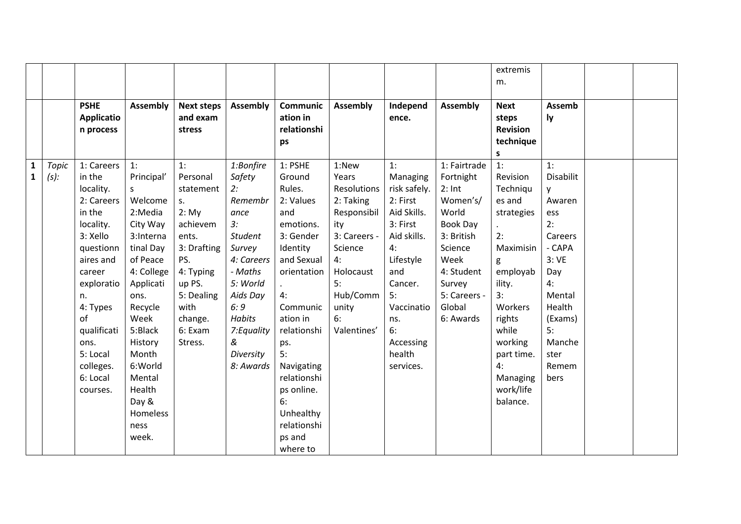| | | | | | | | | | | extremism. | | | |
|---|---|---|---|---|---|---|---|---|---|---|---|---|---|
| | | **PSHE Application process** | **Assembly** | **Next steps and exam stress** | **Assembly** | **Communication in relationships** | **Assembly** | **Independence.** | **Assembly** | **Next steps Revision techniques** | **Assembly** | | |
| **11** | *Topic (s):* | 1: Careers in the locality. 2: Careers in the locality. 3: Xello questionnaires and career exploration. 4: Types of qualifications. 5: Local colleges. 6: Local courses. | 1: Principal's Welcome 2:Media City Way 3:Internatinal Day of Peace 4: College Applications. Recycle Week 5:Black History Month 6:World Mental Health Day & Homelessness week. | 1: Personal statements. 2: My achievements. 3: Drafting PS. 4: Typing up PS. 5: Dealing with change. 6: Exam Stress. | *1:Bonfire Safety 2: Remembrance 3: Student Survey 4: Careers - Maths 5: World Aids Day 6: 9 Habits 7:Equality & Diversity 8: Awards* | 1: PSHE Ground Rules. 2: Values and emotions. 3: Gender Identity and Sexual orientation. 4: Communication in relationships. 5: Navigating relationships online. 6: Unhealthy relationships and where to | 1:New Years Resolutions 2: Taking Responsibility 3: Careers - Science 4: Holocaust 5: Hub/Community 6: Valentines' | 1: Managing risk safely. 2: First Aid Skills. 3: First Aid skills. 4: Lifestyle and Cancer. 5: Vaccinations. 6: Accessing health services. | 1: Fairtrade Fortnight 2: Int Women's/ World Book Day 3: British Science Week 4: Student Survey 5: Careers - Global 6: Awards | 1: Revision Techniques and strategies. 2: Maximising employability. 3: Workers rights while working part time. 4: Managing work/life balance. | 1: Disability Awareness 2: Careers - CAPA 3: VE Day 4: Mental Health (Exams) 5: Manchester Remembers | | |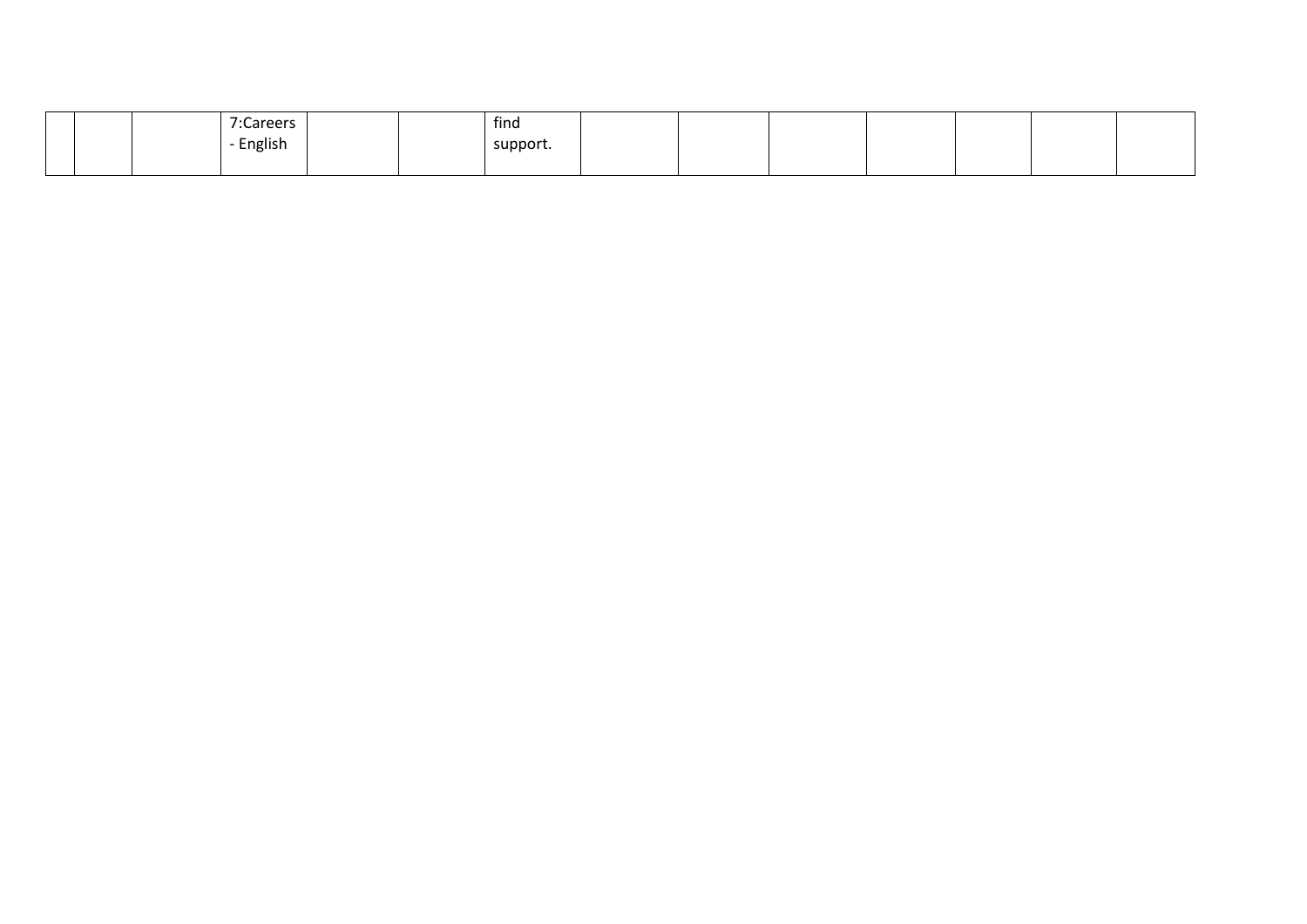| | | | | | | | | | | | | | |
|---|---|---|---|---|---|---|---|---|---|---|---|---|---|
| | | | 7:Careers - English | | | find support. | | | | | | | |